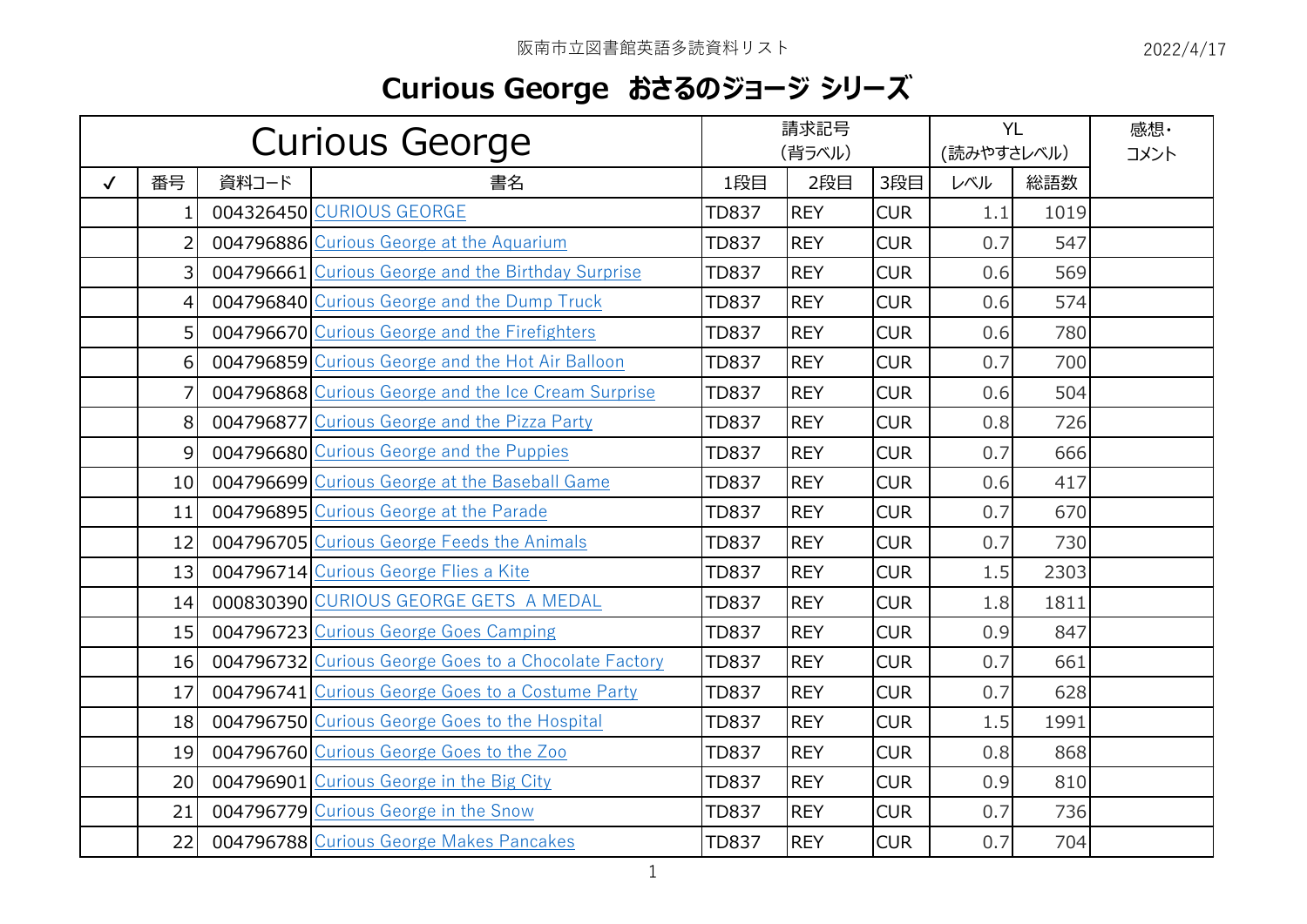阪南市立図書館英語多読資料リスト

2022/4/17

# Curious George おさるのジョージ シリーズ

| Curious George | | | | 請求記号(背ラベル) | | | YL(読みやすさレベル) | | 感想・コメント |
|---|---|---|---|---|---|---|---|---|---|
| ✓ | 番号 | 資料コード | 書名 | 1段目 | 2段目 | 3段目 | レベル | 総語数 | |
| | 1 | 004326450 | CURIOUS GEORGE | TD837 | REY | CUR | 1.1 | 1019 | |
| | 2 | 004796886 | Curious George at the Aquarium | TD837 | REY | CUR | 0.7 | 547 | |
| | 3 | 004796661 | Curious George and the Birthday Surprise | TD837 | REY | CUR | 0.6 | 569 | |
| | 4 | 004796840 | Curious George and the Dump Truck | TD837 | REY | CUR | 0.6 | 574 | |
| | 5 | 004796670 | Curious George and the Firefighters | TD837 | REY | CUR | 0.6 | 780 | |
| | 6 | 004796859 | Curious George and the Hot Air Balloon | TD837 | REY | CUR | 0.7 | 700 | |
| | 7 | 004796868 | Curious George and the Ice Cream Surprise | TD837 | REY | CUR | 0.6 | 504 | |
| | 8 | 004796877 | Curious George and the Pizza Party | TD837 | REY | CUR | 0.8 | 726 | |
| | 9 | 004796680 | Curious George and the Puppies | TD837 | REY | CUR | 0.7 | 666 | |
| | 10 | 004796699 | Curious George at the Baseball Game | TD837 | REY | CUR | 0.6 | 417 | |
| | 11 | 004796895 | Curious George at the Parade | TD837 | REY | CUR | 0.7 | 670 | |
| | 12 | 004796705 | Curious George Feeds the Animals | TD837 | REY | CUR | 0.7 | 730 | |
| | 13 | 004796714 | Curious George Flies a Kite | TD837 | REY | CUR | 1.5 | 2303 | |
| | 14 | 000830390 | CURIOUS GEORGE GETS A MEDAL | TD837 | REY | CUR | 1.8 | 1811 | |
| | 15 | 004796723 | Curious George Goes Camping | TD837 | REY | CUR | 0.9 | 847 | |
| | 16 | 004796732 | Curious George Goes to a Chocolate Factory | TD837 | REY | CUR | 0.7 | 661 | |
| | 17 | 004796741 | Curious George Goes to a Costume Party | TD837 | REY | CUR | 0.7 | 628 | |
| | 18 | 004796750 | Curious George Goes to the Hospital | TD837 | REY | CUR | 1.5 | 1991 | |
| | 19 | 004796760 | Curious George Goes to the Zoo | TD837 | REY | CUR | 0.8 | 868 | |
| | 20 | 004796901 | Curious George in the Big City | TD837 | REY | CUR | 0.9 | 810 | |
| | 21 | 004796779 | Curious George in the Snow | TD837 | REY | CUR | 0.7 | 736 | |
| | 22 | 004796788 | Curious George Makes Pancakes | TD837 | REY | CUR | 0.7 | 704 | |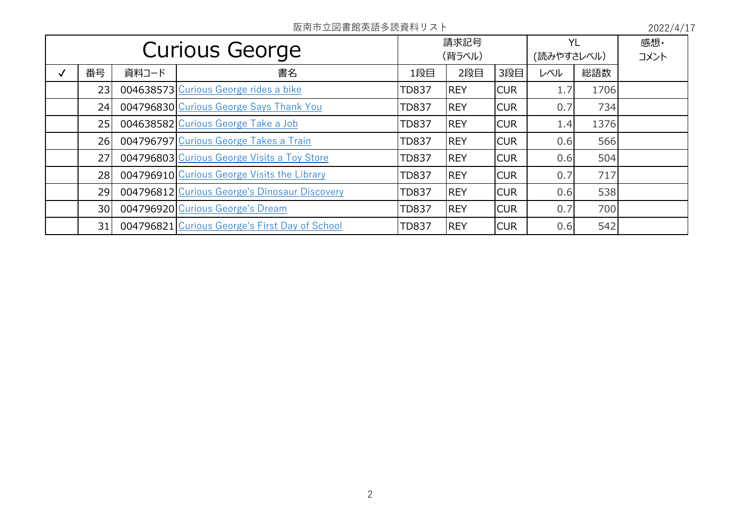阪南市立図書館英語多読資料リスト

2022/4/17

| Curious George | | | | 請求記号（背ラベル） | | | YL（読みやすさレベル） | | 感想・コメント |
|---|---|---|---|---|---|---|---|---|---|
| ✓ | 番号 | 資料コード | 書名 | 1段目 | 2段目 | 3段目 | レベル | 総語数 | |
| | 23 | 004638573 | Curious George rides a bike | TD837 | REY | CUR | 1.7 | 1706 | |
| | 24 | 004796830 | Curious George Says Thank You | TD837 | REY | CUR | 0.7 | 734 | |
| | 25 | 004638582 | Curious George Take a Job | TD837 | REY | CUR | 1.4 | 1376 | |
| | 26 | 004796797 | Curious George Takes a Train | TD837 | REY | CUR | 0.6 | 566 | |
| | 27 | 004796803 | Curious George Visits a Toy Store | TD837 | REY | CUR | 0.6 | 504 | |
| | 28 | 004796910 | Curious George Visits the Library | TD837 | REY | CUR | 0.7 | 717 | |
| | 29 | 004796812 | Curious George's Dinosaur Discovery | TD837 | REY | CUR | 0.6 | 538 | |
| | 30 | 004796920 | Curious George's Dream | TD837 | REY | CUR | 0.7 | 700 | |
| | 31 | 004796821 | Curious George's First Day of School | TD837 | REY | CUR | 0.6 | 542 | |